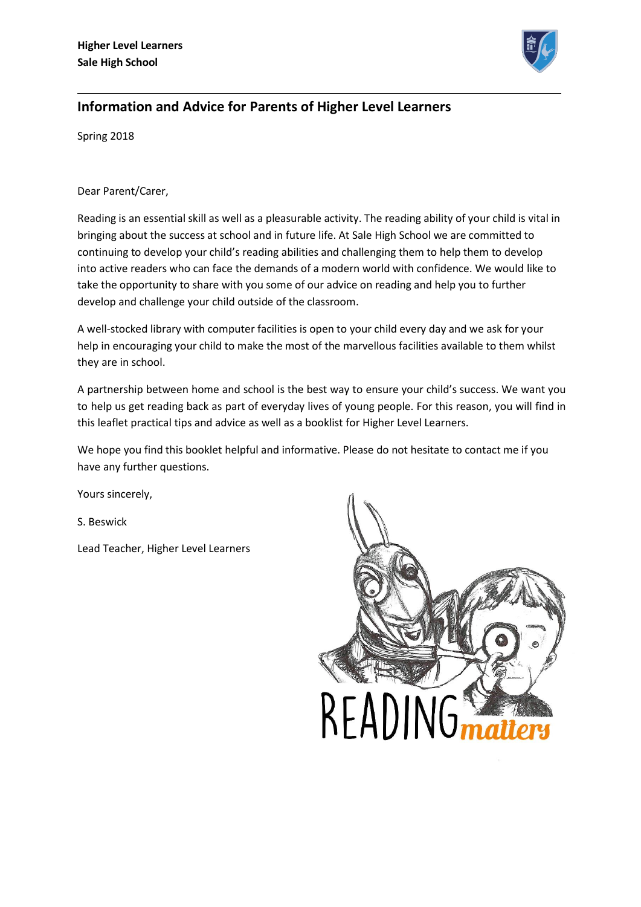**Higher Level Learners**
**Sale High School**

## Information and Advice for Parents of Higher Level Learners

Spring 2018

Dear Parent/Carer,

Reading is an essential skill as well as a pleasurable activity. The reading ability of your child is vital in bringing about the success at school and in future life. At Sale High School we are committed to continuing to develop your child's reading abilities and challenging them to help them to develop into active readers who can face the demands of a modern world with confidence. We would like to take the opportunity to share with you some of our advice on reading and help you to further develop and challenge your child outside of the classroom.

A well-stocked library with computer facilities is open to your child every day and we ask for your help in encouraging your child to make the most of the marvellous facilities available to them whilst they are in school.

A partnership between home and school is the best way to ensure your child's success. We want you to help us get reading back as part of everyday lives of young people. For this reason, you will find in this leaflet practical tips and advice as well as a booklist for Higher Level Learners.

We hope you find this booklet helpful and informative. Please do not hesitate to contact me if you have any further questions.

Yours sincerely,

S. Beswick

Lead Teacher, Higher Level Learners

READING *matters*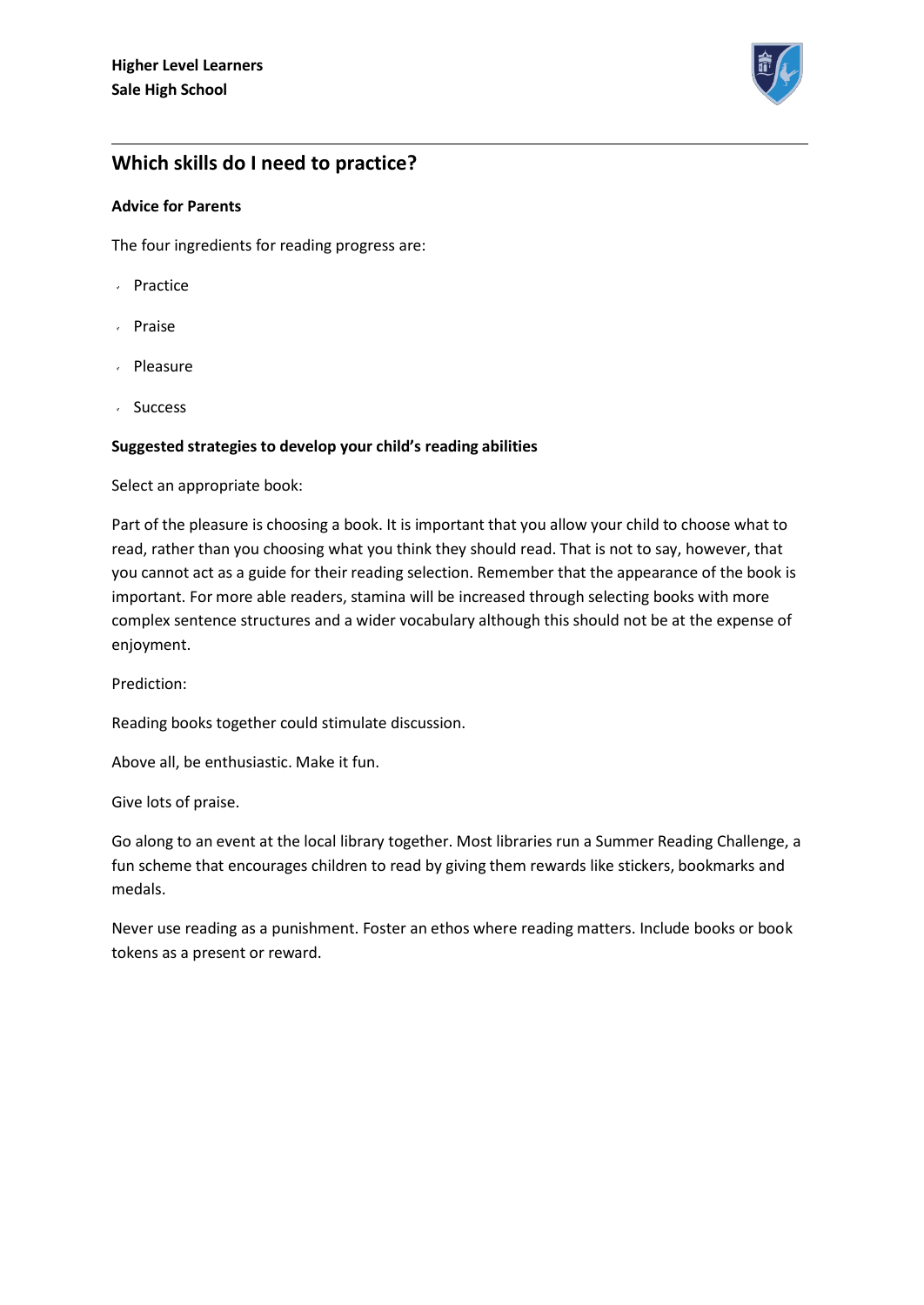## Which skills do I need to practice?

**Advice for Parents**

The four ingredients for reading progress are:

- Practice
- Praise
- Pleasure
- Success

**Suggested strategies to develop your child's reading abilities**

Select an appropriate book:

Part of the pleasure is choosing a book. It is important that you allow your child to choose what to read, rather than you choosing what you think they should read. That is not to say, however, that you cannot act as a guide for their reading selection. Remember that the appearance of the book is important. For more able readers, stamina will be increased through selecting books with more complex sentence structures and a wider vocabulary although this should not be at the expense of enjoyment.

Prediction:

Reading books together could stimulate discussion.

Above all, be enthusiastic. Make it fun.

Give lots of praise.

Go along to an event at the local library together. Most libraries run a Summer Reading Challenge, a fun scheme that encourages children to read by giving them rewards like stickers, bookmarks and medals.

Never use reading as a punishment. Foster an ethos where reading matters. Include books or book tokens as a present or reward.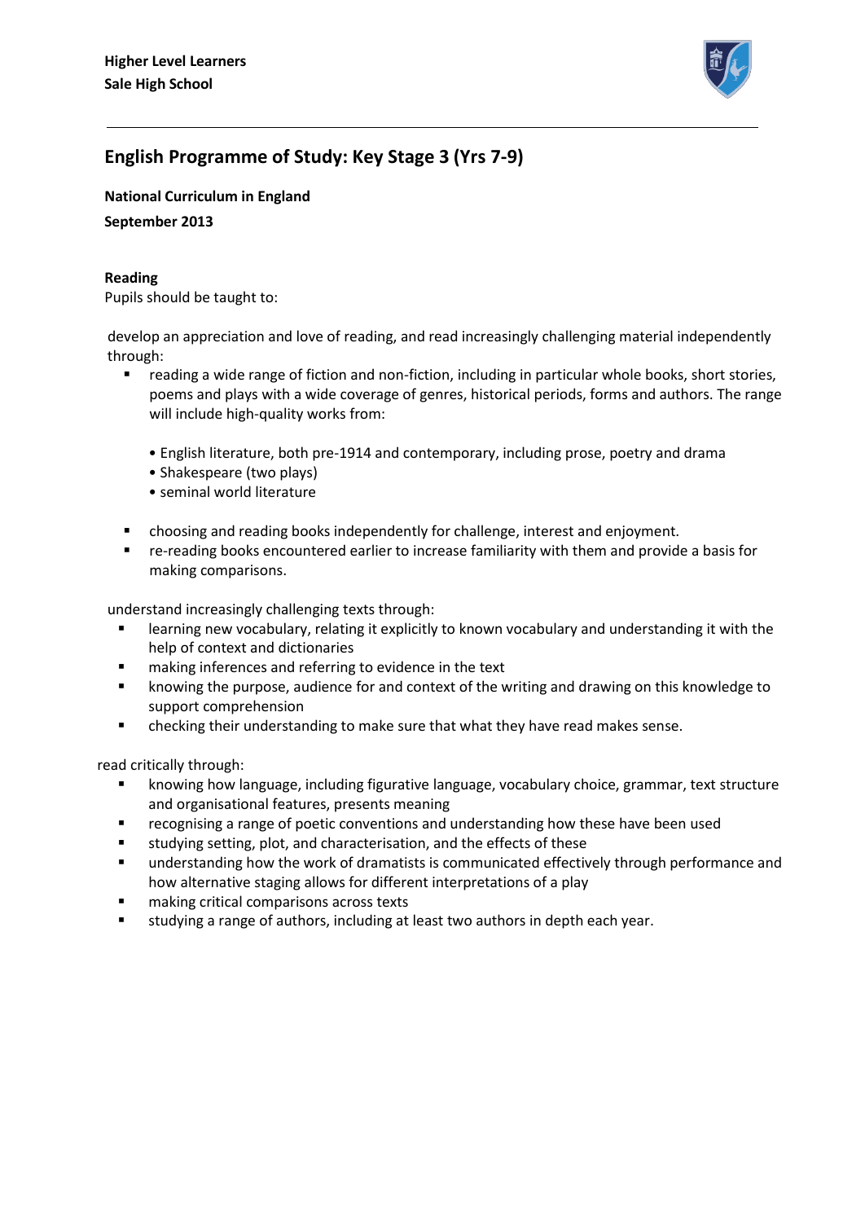**Higher Level Learners**
**Sale High School**

## English Programme of Study: Key Stage 3 (Yrs 7-9)

**National Curriculum in England**

**September 2013**

**Reading**

Pupils should be taught to:

develop an appreciation and love of reading, and read increasingly challenging material independently through:

- reading a wide range of fiction and non-fiction, including in particular whole books, short stories, poems and plays with a wide coverage of genres, historical periods, forms and authors. The range will include high-quality works from:
    - English literature, both pre-1914 and contemporary, including prose, poetry and drama
    - Shakespeare (two plays)
    - seminal world literature
- choosing and reading books independently for challenge, interest and enjoyment.
- re-reading books encountered earlier to increase familiarity with them and provide a basis for making comparisons.

understand increasingly challenging texts through:

- learning new vocabulary, relating it explicitly to known vocabulary and understanding it with the help of context and dictionaries
- making inferences and referring to evidence in the text
- knowing the purpose, audience for and context of the writing and drawing on this knowledge to support comprehension
- checking their understanding to make sure that what they have read makes sense.

read critically through:

- knowing how language, including figurative language, vocabulary choice, grammar, text structure and organisational features, presents meaning
- recognising a range of poetic conventions and understanding how these have been used
- studying setting, plot, and characterisation, and the effects of these
- understanding how the work of dramatists is communicated effectively through performance and how alternative staging allows for different interpretations of a play
- making critical comparisons across texts
- studying a range of authors, including at least two authors in depth each year.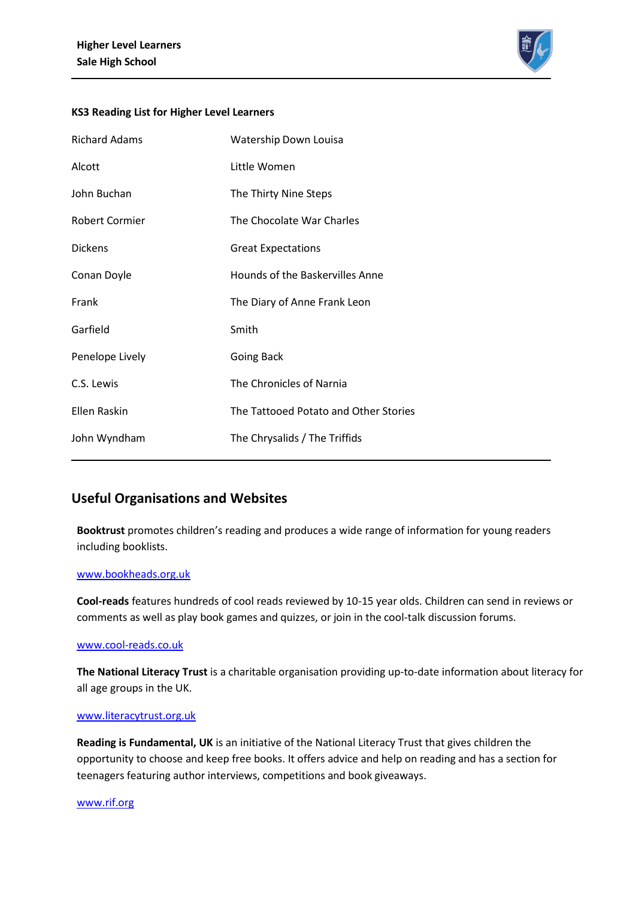**KS3 Reading List for Higher Level Learners**

| | |
|---|---|
| Richard Adams | Watership Down Louisa |
| Alcott | Little Women |
| John Buchan | The Thirty Nine Steps |
| Robert Cormier | The Chocolate War Charles |
| Dickens | Great Expectations |
| Conan Doyle | Hounds of the Baskervilles Anne |
| Frank | The Diary of Anne Frank Leon |
| Garfield | Smith |
| Penelope Lively | Going Back |
| C.S. Lewis | The Chronicles of Narnia |
| Ellen Raskin | The Tattooed Potato and Other Stories |
| John Wyndham | The Chrysalids / The Triffids |

## Useful Organisations and Websites

**Booktrust** promotes children's reading and produces a wide range of information for young readers including booklists.

www.bookheads.org.uk

**Cool-reads** features hundreds of cool reads reviewed by 10-15 year olds. Children can send in reviews or comments as well as play book games and quizzes, or join in the cool-talk discussion forums.

www.cool-reads.co.uk

**The National Literacy Trust** is a charitable organisation providing up-to-date information about literacy for all age groups in the UK.

www.literacytrust.org.uk

**Reading is Fundamental, UK** is an initiative of the National Literacy Trust that gives children the opportunity to choose and keep free books. It offers advice and help on reading and has a section for teenagers featuring author interviews, competitions and book giveaways.

www.rif.org